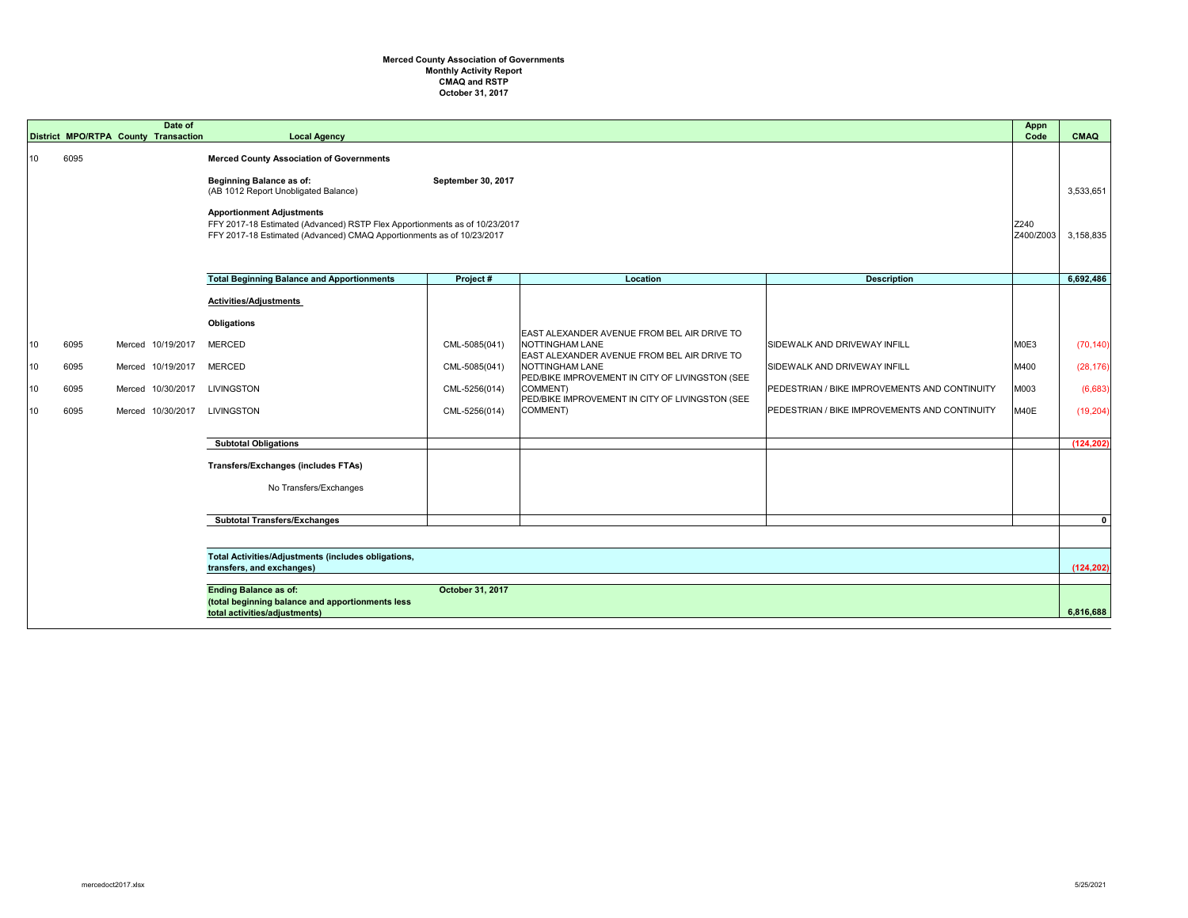**Merced County Association of Governments**
**Monthly Activity Report**
**CMAQ and RSTP**
**October 31, 2017**

| District | MPO/RTPA | County | Date of Transaction | Local Agency | Project # | Location | Description | Appn Code | CMAQ |
|---|---|---|---|---|---|---|---|---|---|
| 10 | 6095 | | | **Merced County Association of Governments** | | | | | |
| | | | | **Beginning Balance as of:** (AB 1012 Report Unobligated Balance) | **September 30, 2017** | | | | 3,533,651 |
| | | | | **Apportionment Adjustments** | | | | | |
| | | | | FFY 2017-18 Estimated (Advanced) RSTP Flex Apportionments as of 10/23/2017 | | | | Z240 | |
| | | | | FFY 2017-18 Estimated (Advanced) CMAQ Apportionments as of 10/23/2017 | | | | Z400/Z003 | 3,158,835 |
| | | | | **Total Beginning Balance and Apportionments** | **Project #** | **Location** | **Description** | | **6,692,486** |
| | | | | **Activities/Adjustments** | | | | | |
| | | | | **Obligations** | | | | | |
| 10 | 6095 | Merced | 10/19/2017 | MERCED | CML-5085(041) | EAST ALEXANDER AVENUE FROM BEL AIR DRIVE TO NOTTINGHAM LANE | SIDEWALK AND DRIVEWAY INFILL | M0E3 | (70,140) |
| 10 | 6095 | Merced | 10/19/2017 | MERCED | CML-5085(041) | EAST ALEXANDER AVENUE FROM BEL AIR DRIVE TO NOTTINGHAM LANE | SIDEWALK AND DRIVEWAY INFILL | M400 | (28,176) |
| 10 | 6095 | Merced | 10/30/2017 | LIVINGSTON | CML-5256(014) | PED/BIKE IMPROVEMENT IN CITY OF LIVINGSTON (SEE COMMENT) | PEDESTRIAN / BIKE IMPROVEMENTS AND CONTINUITY | M003 | (6,683) |
| 10 | 6095 | Merced | 10/30/2017 | LIVINGSTON | CML-5256(014) | PED/BIKE IMPROVEMENT IN CITY OF LIVINGSTON (SEE COMMENT) | PEDESTRIAN / BIKE IMPROVEMENTS AND CONTINUITY | M40E | (19,204) |
| | | | | **Subtotal Obligations** | | | | | **(124,202)** |
| | | | | **Transfers/Exchanges (includes FTAs)** | | | | | |
| | | | | No Transfers/Exchanges | | | | | |
| | | | | **Subtotal Transfers/Exchanges** | | | | | **0** |
| | | | | **Total Activities/Adjustments (includes obligations, transfers, and exchanges)** | | | | | **(124,202)** |
| | | | | **Ending Balance as of:** **(total beginning balance and apportionments less total activities/adjustments)** | **October 31, 2017** | | | | **6,816,688** |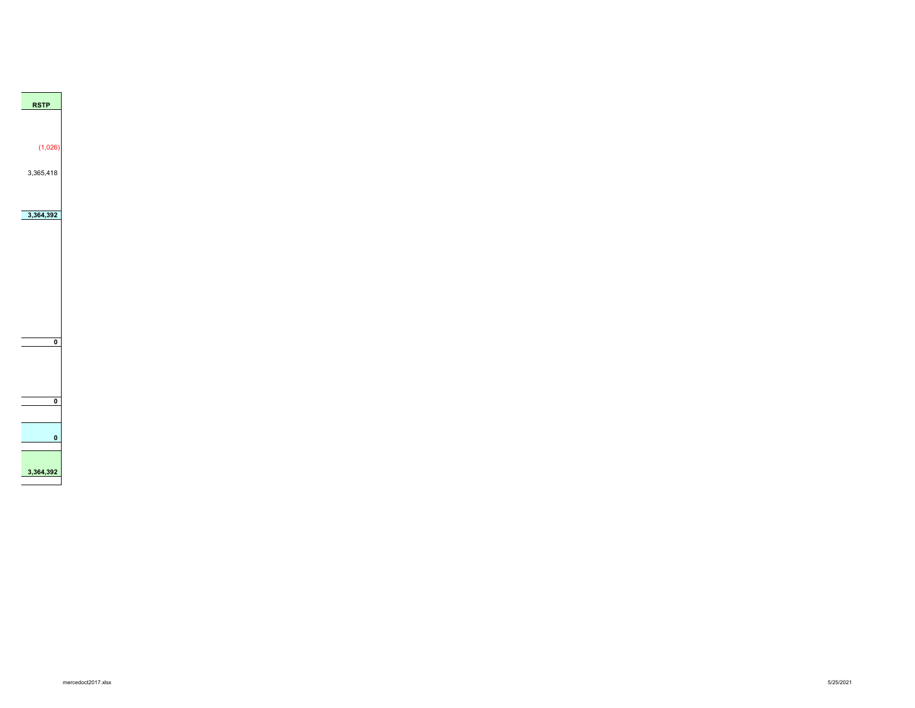| RSTP |
| --- |
| |
| (1,026) |
| 3,365,418 |
| |
| **3,364,392** |
| |
| **0** |
| |
| **0** |
| |
| **0** |
| |
| **3,364,392** |